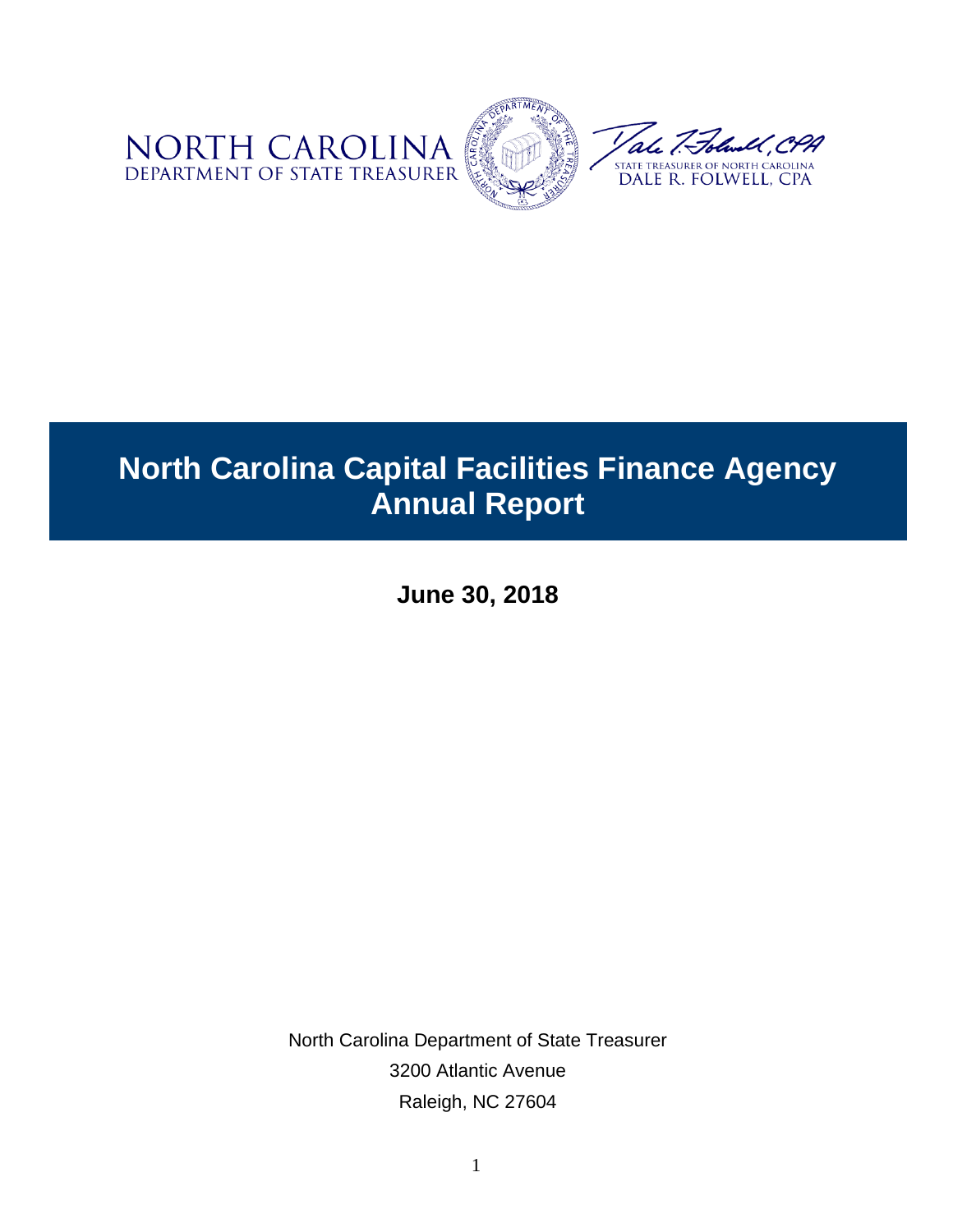NORTH CAROLINA
DEPARTMENT OF STATE TREASURER

STATE TREASURER OF NORTH CAROLINA
DALE R. FOLWELL, CPA

# North Carolina Capital Facilities Finance Agency Annual Report

**June 30, 2018**

North Carolina Department of State Treasurer
3200 Atlantic Avenue
Raleigh, NC 27604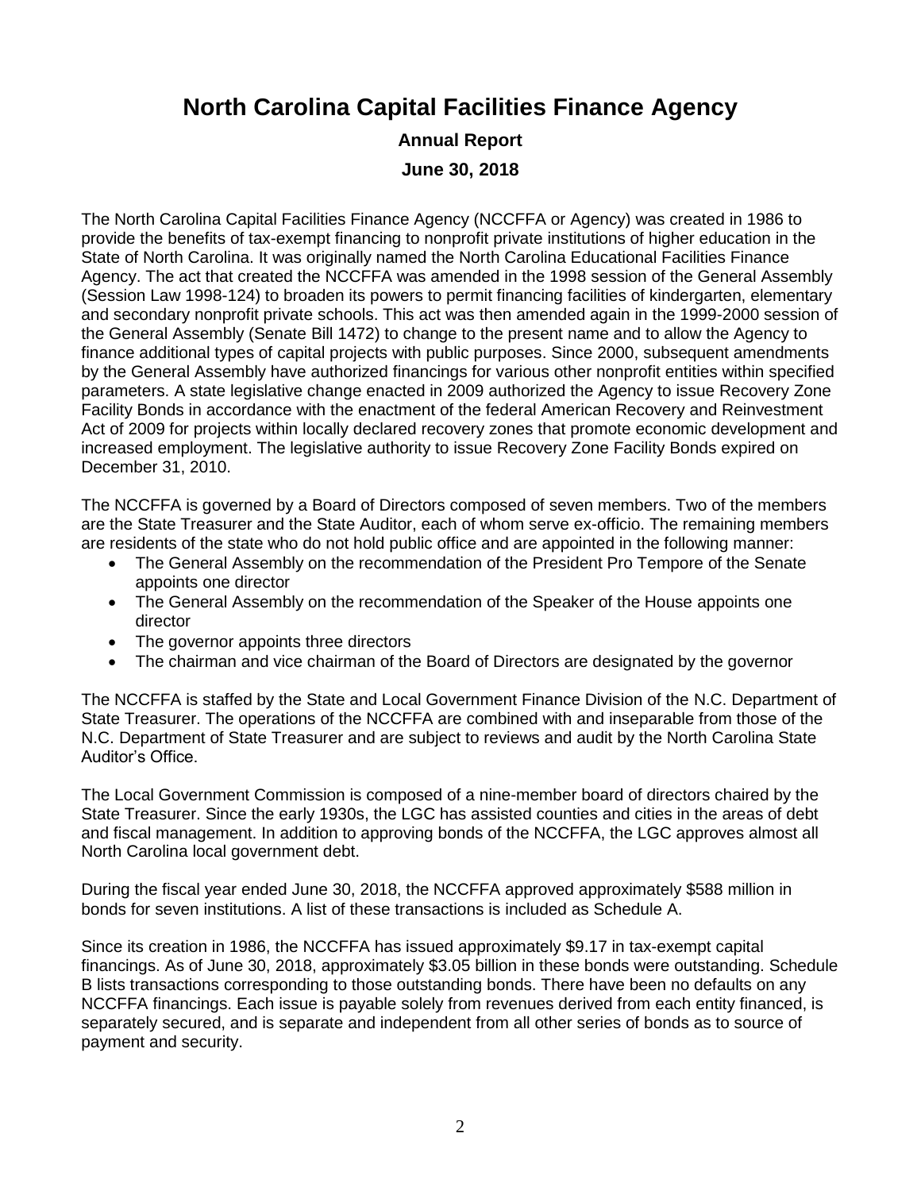# North Carolina Capital Facilities Finance Agency

**Annual Report**

**June 30, 2018**

The North Carolina Capital Facilities Finance Agency (NCCFFA or Agency) was created in 1986 to provide the benefits of tax-exempt financing to nonprofit private institutions of higher education in the State of North Carolina. It was originally named the North Carolina Educational Facilities Finance Agency. The act that created the NCCFFA was amended in the 1998 session of the General Assembly (Session Law 1998-124) to broaden its powers to permit financing facilities of kindergarten, elementary and secondary nonprofit private schools. This act was then amended again in the 1999-2000 session of the General Assembly (Senate Bill 1472) to change to the present name and to allow the Agency to finance additional types of capital projects with public purposes. Since 2000, subsequent amendments by the General Assembly have authorized financings for various other nonprofit entities within specified parameters. A state legislative change enacted in 2009 authorized the Agency to issue Recovery Zone Facility Bonds in accordance with the enactment of the federal American Recovery and Reinvestment Act of 2009 for projects within locally declared recovery zones that promote economic development and increased employment. The legislative authority to issue Recovery Zone Facility Bonds expired on December 31, 2010.

The NCCFFA is governed by a Board of Directors composed of seven members. Two of the members are the State Treasurer and the State Auditor, each of whom serve ex-officio. The remaining members are residents of the state who do not hold public office and are appointed in the following manner:

- The General Assembly on the recommendation of the President Pro Tempore of the Senate appoints one director
- The General Assembly on the recommendation of the Speaker of the House appoints one director
- The governor appoints three directors
- The chairman and vice chairman of the Board of Directors are designated by the governor

The NCCFFA is staffed by the State and Local Government Finance Division of the N.C. Department of State Treasurer. The operations of the NCCFFA are combined with and inseparable from those of the N.C. Department of State Treasurer and are subject to reviews and audit by the North Carolina State Auditor's Office.

The Local Government Commission is composed of a nine-member board of directors chaired by the State Treasurer. Since the early 1930s, the LGC has assisted counties and cities in the areas of debt and fiscal management. In addition to approving bonds of the NCCFFA, the LGC approves almost all North Carolina local government debt.

During the fiscal year ended June 30, 2018, the NCCFFA approved approximately $588 million in bonds for seven institutions. A list of these transactions is included as Schedule A.

Since its creation in 1986, the NCCFFA has issued approximately $9.17 in tax-exempt capital financings. As of June 30, 2018, approximately $3.05 billion in these bonds were outstanding. Schedule B lists transactions corresponding to those outstanding bonds. There have been no defaults on any NCCFFA financings. Each issue is payable solely from revenues derived from each entity financed, is separately secured, and is separate and independent from all other series of bonds as to source of payment and security.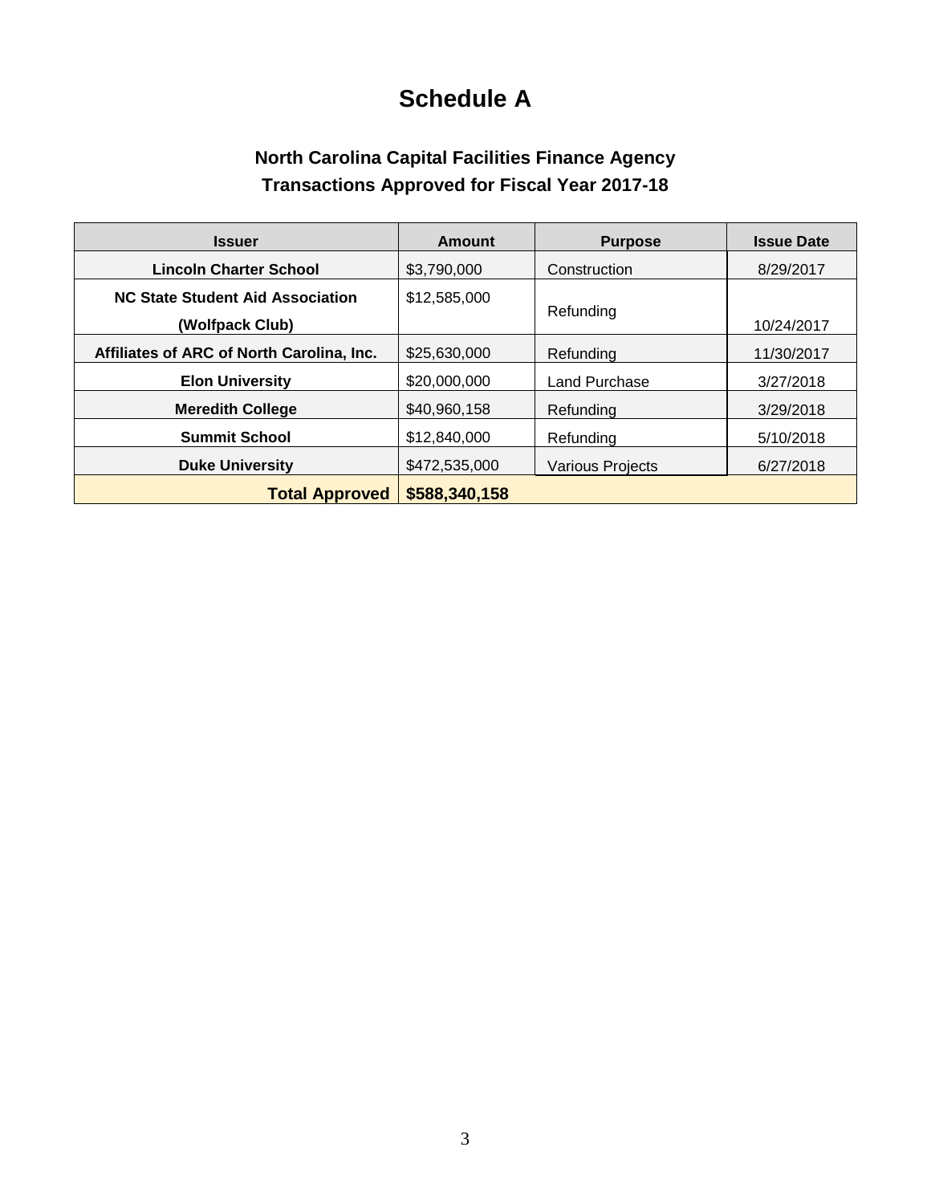# Schedule A

## North Carolina Capital Facilities Finance Agency
## Transactions Approved for Fiscal Year 2017-18

| Issuer | Amount | Purpose | Issue Date |
|---|---|---|---|
| **Lincoln Charter School** | $3,790,000 | Construction | 8/29/2017 |
| **NC State Student Aid Association (Wolfpack Club)** | $12,585,000 | Refunding | 10/24/2017 |
| **Affiliates of ARC of North Carolina, Inc.** | $25,630,000 | Refunding | 11/30/2017 |
| **Elon University** | $20,000,000 | Land Purchase | 3/27/2018 |
| **Meredith College** | $40,960,158 | Refunding | 3/29/2018 |
| **Summit School** | $12,840,000 | Refunding | 5/10/2018 |
| **Duke University** | $472,535,000 | Various Projects | 6/27/2018 |
| **Total Approved** | **$588,340,158** | | |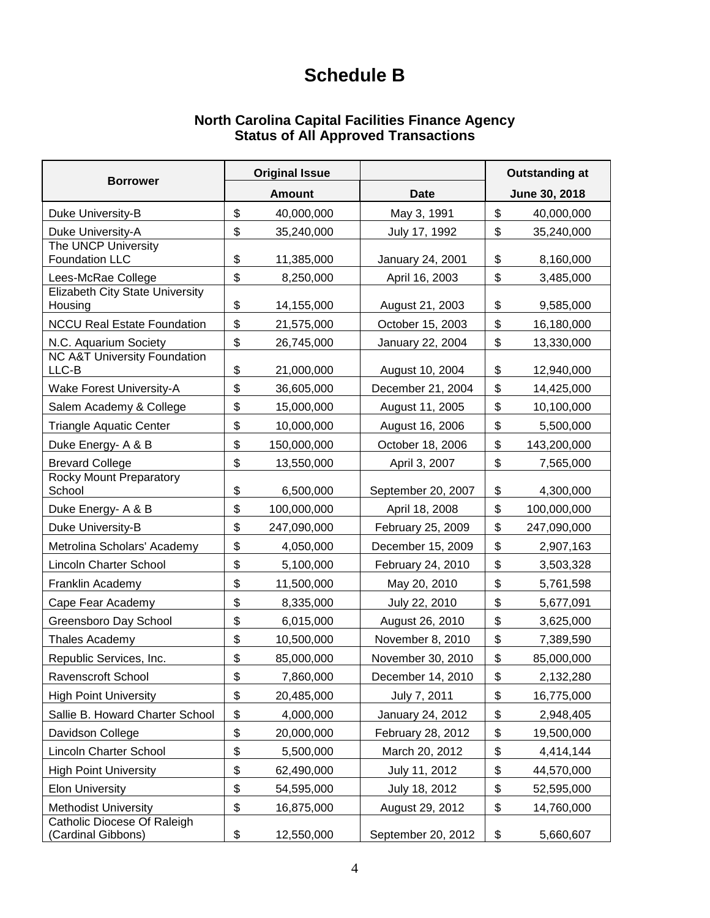# Schedule B

### North Carolina Capital Facilities Finance Agency
### Status of All Approved Transactions

| Borrower | Original Issue Amount | Date | Outstanding at June 30, 2018 |
|---|---|---|---|
| Duke University-B | $ 40,000,000 | May 3, 1991 | $ 40,000,000 |
| Duke University-A | $ 35,240,000 | July 17, 1992 | $ 35,240,000 |
| The UNCP University Foundation LLC | $ 11,385,000 | January 24, 2001 | $ 8,160,000 |
| Lees-McRae College | $ 8,250,000 | April 16, 2003 | $ 3,485,000 |
| Elizabeth City State University Housing | $ 14,155,000 | August 21, 2003 | $ 9,585,000 |
| NCCU Real Estate Foundation | $ 21,575,000 | October 15, 2003 | $ 16,180,000 |
| N.C. Aquarium Society | $ 26,745,000 | January 22, 2004 | $ 13,330,000 |
| NC A&T University Foundation LLC-B | $ 21,000,000 | August 10, 2004 | $ 12,940,000 |
| Wake Forest University-A | $ 36,605,000 | December 21, 2004 | $ 14,425,000 |
| Salem Academy & College | $ 15,000,000 | August 11, 2005 | $ 10,100,000 |
| Triangle Aquatic Center | $ 10,000,000 | August 16, 2006 | $ 5,500,000 |
| Duke Energy- A & B | $ 150,000,000 | October 18, 2006 | $ 143,200,000 |
| Brevard College | $ 13,550,000 | April 3, 2007 | $ 7,565,000 |
| Rocky Mount Preparatory School | $ 6,500,000 | September 20, 2007 | $ 4,300,000 |
| Duke Energy- A & B | $ 100,000,000 | April 18, 2008 | $ 100,000,000 |
| Duke University-B | $ 247,090,000 | February 25, 2009 | $ 247,090,000 |
| Metrolina Scholars' Academy | $ 4,050,000 | December 15, 2009 | $ 2,907,163 |
| Lincoln Charter School | $ 5,100,000 | February 24, 2010 | $ 3,503,328 |
| Franklin Academy | $ 11,500,000 | May 20, 2010 | $ 5,761,598 |
| Cape Fear Academy | $ 8,335,000 | July 22, 2010 | $ 5,677,091 |
| Greensboro Day School | $ 6,015,000 | August 26, 2010 | $ 3,625,000 |
| Thales Academy | $ 10,500,000 | November 8, 2010 | $ 7,389,590 |
| Republic Services, Inc. | $ 85,000,000 | November 30, 2010 | $ 85,000,000 |
| Ravenscroft School | $ 7,860,000 | December 14, 2010 | $ 2,132,280 |
| High Point University | $ 20,485,000 | July 7, 2011 | $ 16,775,000 |
| Sallie B. Howard Charter School | $ 4,000,000 | January 24, 2012 | $ 2,948,405 |
| Davidson College | $ 20,000,000 | February 28, 2012 | $ 19,500,000 |
| Lincoln Charter School | $ 5,500,000 | March 20, 2012 | $ 4,414,144 |
| High Point University | $ 62,490,000 | July 11, 2012 | $ 44,570,000 |
| Elon University | $ 54,595,000 | July 18, 2012 | $ 52,595,000 |
| Methodist University | $ 16,875,000 | August 29, 2012 | $ 14,760,000 |
| Catholic Diocese Of Raleigh (Cardinal Gibbons) | $ 12,550,000 | September 20, 2012 | $ 5,660,607 |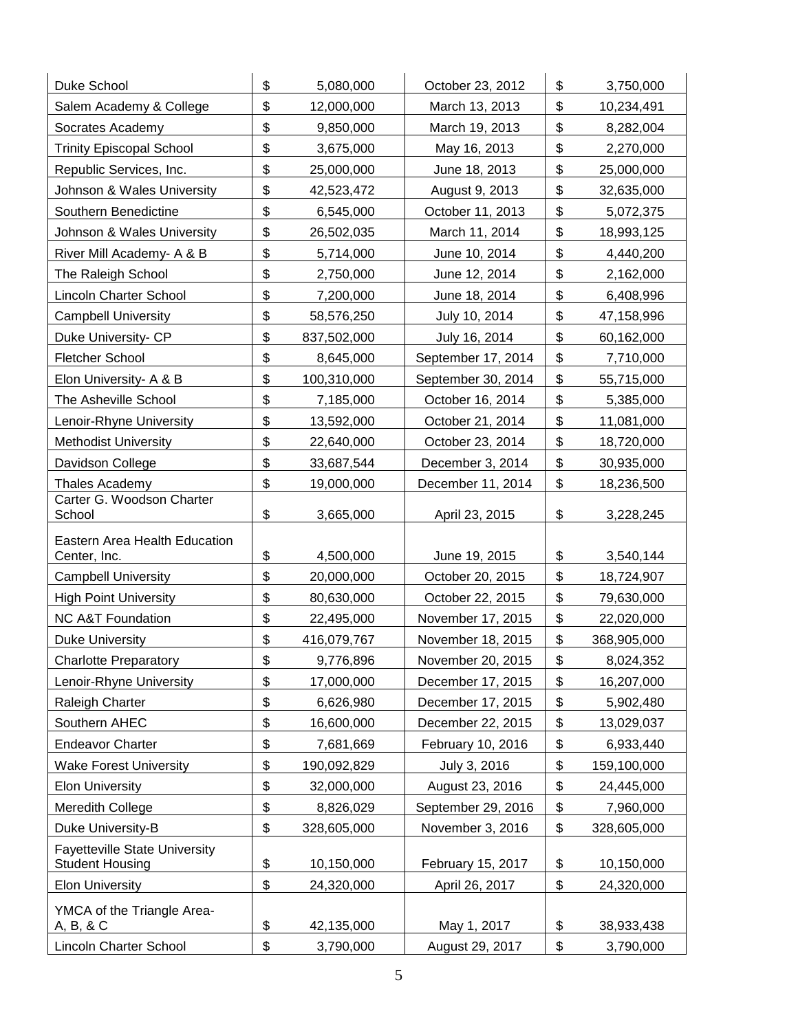| | | | |
|---|---|---|---|
| Duke School | $ 5,080,000 | October 23, 2012 | $ 3,750,000 |
| Salem Academy & College | $ 12,000,000 | March 13, 2013 | $ 10,234,491 |
| Socrates Academy | $ 9,850,000 | March 19, 2013 | $ 8,282,004 |
| Trinity Episcopal School | $ 3,675,000 | May 16, 2013 | $ 2,270,000 |
| Republic Services, Inc. | $ 25,000,000 | June 18, 2013 | $ 25,000,000 |
| Johnson & Wales University | $ 42,523,472 | August 9, 2013 | $ 32,635,000 |
| Southern Benedictine | $ 6,545,000 | October 11, 2013 | $ 5,072,375 |
| Johnson & Wales University | $ 26,502,035 | March 11, 2014 | $ 18,993,125 |
| River Mill Academy- A & B | $ 5,714,000 | June 10, 2014 | $ 4,440,200 |
| The Raleigh School | $ 2,750,000 | June 12, 2014 | $ 2,162,000 |
| Lincoln Charter School | $ 7,200,000 | June 18, 2014 | $ 6,408,996 |
| Campbell University | $ 58,576,250 | July 10, 2014 | $ 47,158,996 |
| Duke University- CP | $ 837,502,000 | July 16, 2014 | $ 60,162,000 |
| Fletcher School | $ 8,645,000 | September 17, 2014 | $ 7,710,000 |
| Elon University- A & B | $ 100,310,000 | September 30, 2014 | $ 55,715,000 |
| The Asheville School | $ 7,185,000 | October 16, 2014 | $ 5,385,000 |
| Lenoir-Rhyne University | $ 13,592,000 | October 21, 2014 | $ 11,081,000 |
| Methodist University | $ 22,640,000 | October 23, 2014 | $ 18,720,000 |
| Davidson College | $ 33,687,544 | December 3, 2014 | $ 30,935,000 |
| Thales Academy | $ 19,000,000 | December 11, 2014 | $ 18,236,500 |
| Carter G. Woodson Charter School | $ 3,665,000 | April 23, 2015 | $ 3,228,245 |
| Eastern Area Health Education Center, Inc. | $ 4,500,000 | June 19, 2015 | $ 3,540,144 |
| Campbell University | $ 20,000,000 | October 20, 2015 | $ 18,724,907 |
| High Point University | $ 80,630,000 | October 22, 2015 | $ 79,630,000 |
| NC A&T Foundation | $ 22,495,000 | November 17, 2015 | $ 22,020,000 |
| Duke University | $ 416,079,767 | November 18, 2015 | $ 368,905,000 |
| Charlotte Preparatory | $ 9,776,896 | November 20, 2015 | $ 8,024,352 |
| Lenoir-Rhyne University | $ 17,000,000 | December 17, 2015 | $ 16,207,000 |
| Raleigh Charter | $ 6,626,980 | December 17, 2015 | $ 5,902,480 |
| Southern AHEC | $ 16,600,000 | December 22, 2015 | $ 13,029,037 |
| Endeavor Charter | $ 7,681,669 | February 10, 2016 | $ 6,933,440 |
| Wake Forest University | $ 190,092,829 | July 3, 2016 | $ 159,100,000 |
| Elon University | $ 32,000,000 | August 23, 2016 | $ 24,445,000 |
| Meredith College | $ 8,826,029 | September 29, 2016 | $ 7,960,000 |
| Duke University-B | $ 328,605,000 | November 3, 2016 | $ 328,605,000 |
| Fayetteville State University Student Housing | $ 10,150,000 | February 15, 2017 | $ 10,150,000 |
| Elon University | $ 24,320,000 | April 26, 2017 | $ 24,320,000 |
| YMCA of the Triangle Area- A, B, & C | $ 42,135,000 | May 1, 2017 | $ 38,933,438 |
| Lincoln Charter School | $ 3,790,000 | August 29, 2017 | $ 3,790,000 |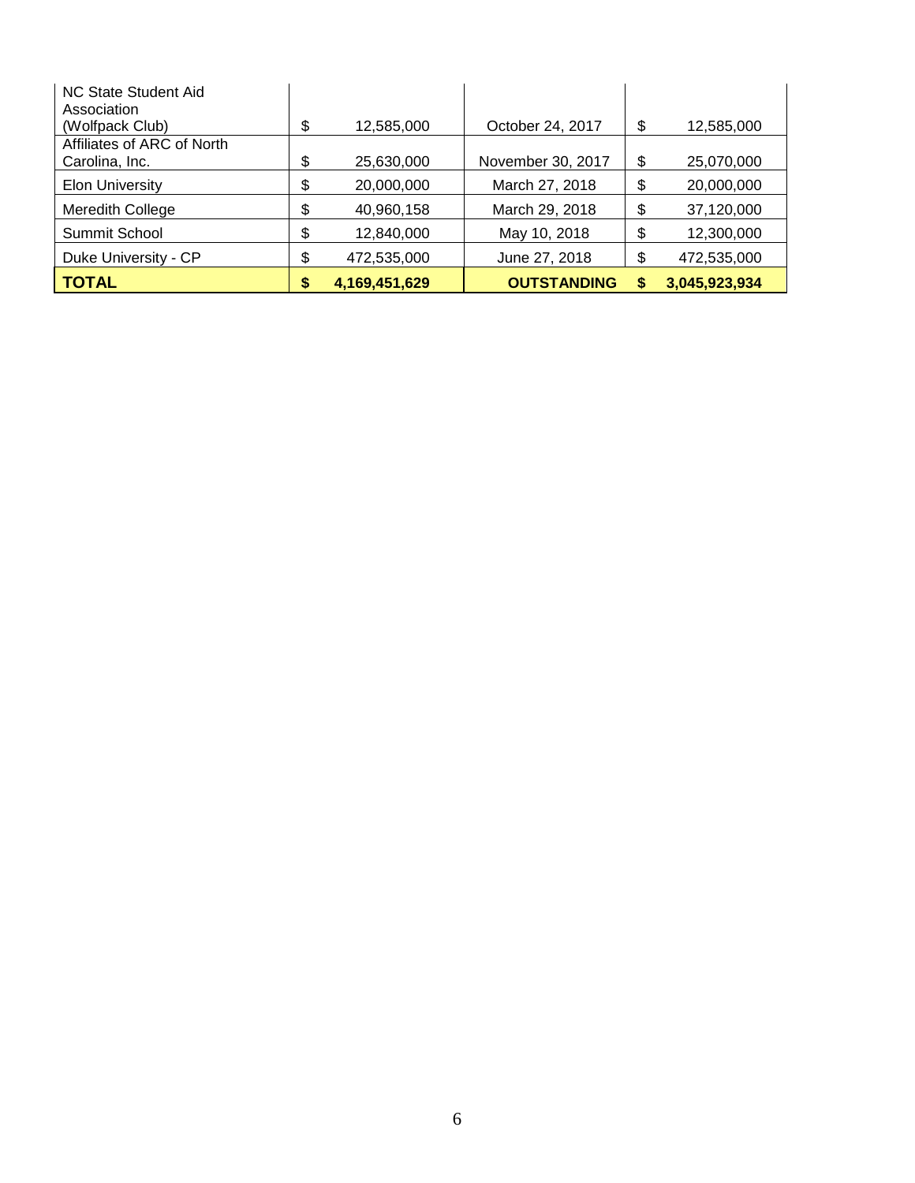| | | | |
|---|---|---|---|
| NC State Student Aid Association (Wolfpack Club) | $ 12,585,000 | October 24, 2017 | $ 12,585,000 |
| Affiliates of ARC of North Carolina, Inc. | $ 25,630,000 | November 30, 2017 | $ 25,070,000 |
| Elon University | $ 20,000,000 | March 27, 2018 | $ 20,000,000 |
| Meredith College | $ 40,960,158 | March 29, 2018 | $ 37,120,000 |
| Summit School | $ 12,840,000 | May 10, 2018 | $ 12,300,000 |
| Duke University - CP | $ 472,535,000 | June 27, 2018 | $ 472,535,000 |
| **TOTAL** | **$ 4,169,451,629** | **OUTSTANDING** | **$ 3,045,923,934** |